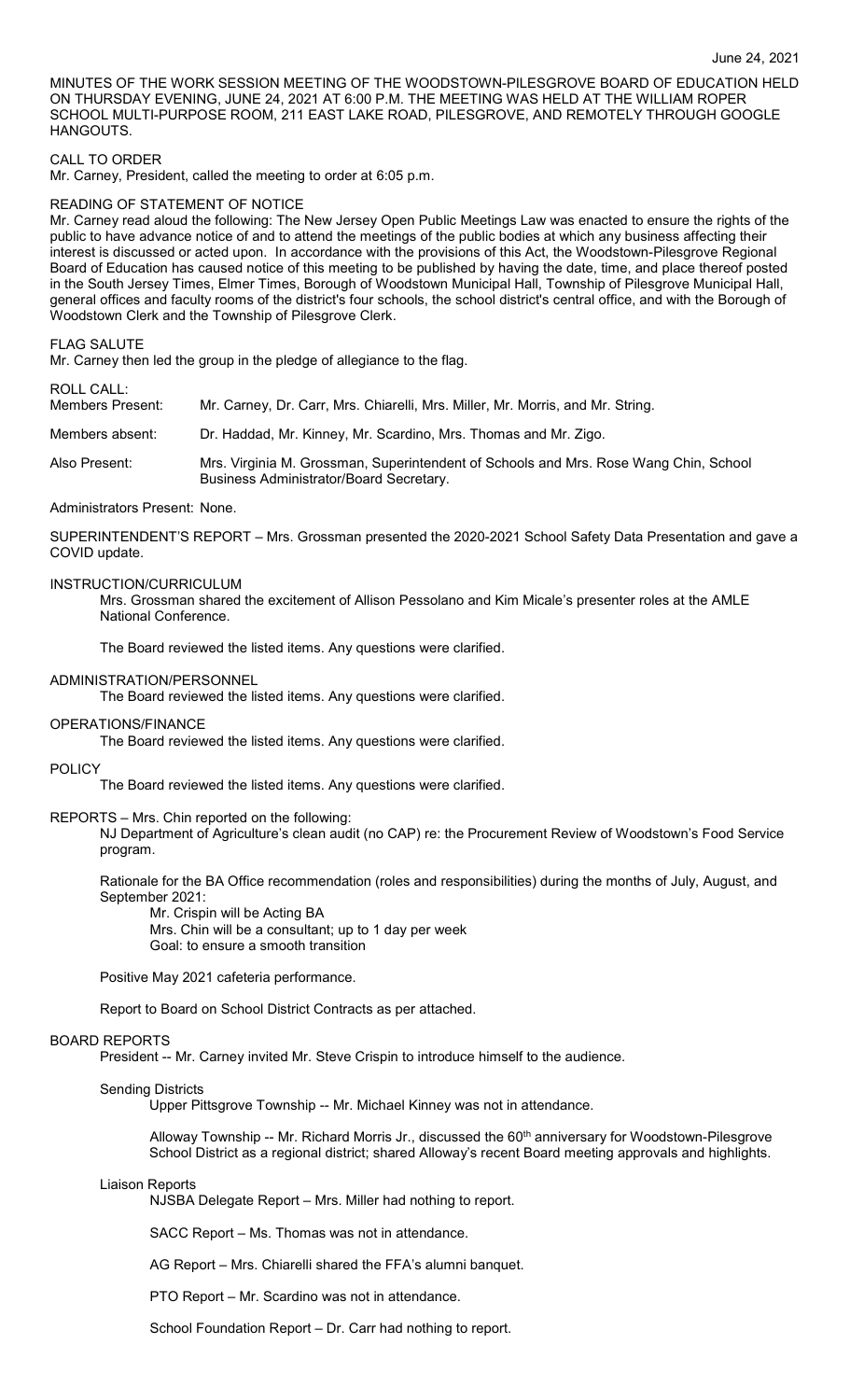June 24, 2021

MINUTES OF THE WORK SESSION MEETING OF THE WOODSTOWN-PILESGROVE BOARD OF EDUCATION HELD ON THURSDAY EVENING, JUNE 24, 2021 AT 6:00 P.M. THE MEETING WAS HELD AT THE WILLIAM ROPER SCHOOL MULTI-PURPOSE ROOM, 211 EAST LAKE ROAD, PILESGROVE, AND REMOTELY THROUGH GOOGLE HANGOUTS.

CALL TO ORDER

Mr. Carney, President, called the meeting to order at 6:05 p.m.

READING OF STATEMENT OF NOTICE

Mr. Carney read aloud the following: The New Jersey Open Public Meetings Law was enacted to ensure the rights of the public to have advance notice of and to attend the meetings of the public bodies at which any business affecting their interest is discussed or acted upon. In accordance with the provisions of this Act, the Woodstown-Pilesgrove Regional Board of Education has caused notice of this meeting to be published by having the date, time, and place thereof posted in the South Jersey Times, Elmer Times, Borough of Woodstown Municipal Hall, Township of Pilesgrove Municipal Hall, general offices and faculty rooms of the district's four schools, the school district's central office, and with the Borough of Woodstown Clerk and the Township of Pilesgrove Clerk.

FLAG SALUTE

Mr. Carney then led the group in the pledge of allegiance to the flag.

ROLL CALL:

Members Present: Mr. Carney, Dr. Carr, Mrs. Chiarelli, Mrs. Miller, Mr. Morris, and Mr. String.

Members absent: Dr. Haddad, Mr. Kinney, Mr. Scardino, Mrs. Thomas and Mr. Zigo.

Also Present: Mrs. Virginia M. Grossman, Superintendent of Schools and Mrs. Rose Wang Chin, School Business Administrator/Board Secretary.

Administrators Present: None.

SUPERINTENDENT'S REPORT – Mrs. Grossman presented the 2020-2021 School Safety Data Presentation and gave a COVID update.

INSTRUCTION/CURRICULUM

Mrs. Grossman shared the excitement of Allison Pessolano and Kim Micale's presenter roles at the AMLE National Conference.

The Board reviewed the listed items. Any questions were clarified.

ADMINISTRATION/PERSONNEL

The Board reviewed the listed items. Any questions were clarified.

OPERATIONS/FINANCE

The Board reviewed the listed items. Any questions were clarified.

POLICY

The Board reviewed the listed items. Any questions were clarified.

REPORTS – Mrs. Chin reported on the following:

NJ Department of Agriculture's clean audit (no CAP) re: the Procurement Review of Woodstown's Food Service program.

Rationale for the BA Office recommendation (roles and responsibilities) during the months of July, August, and September 2021:

Mr. Crispin will be Acting BA
Mrs. Chin will be a consultant; up to 1 day per week
Goal: to ensure a smooth transition

Positive May 2021 cafeteria performance.

Report to Board on School District Contracts as per attached.

BOARD REPORTS

President -- Mr. Carney invited Mr. Steve Crispin to introduce himself to the audience.

Sending Districts

Upper Pittsgrove Township -- Mr. Michael Kinney was not in attendance.

Alloway Township -- Mr. Richard Morris Jr., discussed the 60th anniversary for Woodstown-Pilesgrove School District as a regional district; shared Alloway's recent Board meeting approvals and highlights.

Liaison Reports

NJSBA Delegate Report – Mrs. Miller had nothing to report.

SACC Report – Ms. Thomas was not in attendance.

AG Report – Mrs. Chiarelli shared the FFA's alumni banquet.

PTO Report – Mr. Scardino was not in attendance.

School Foundation Report – Dr. Carr had nothing to report.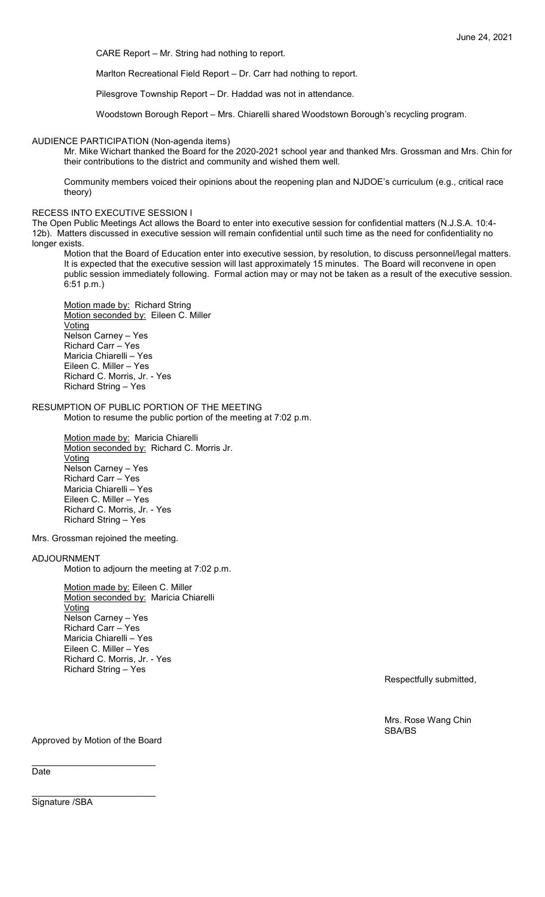CARE Report – Mr. String had nothing to report.

Marlton Recreational Field Report – Dr. Carr had nothing to report.

Pilesgrove Township Report – Dr. Haddad was not in attendance.

Woodstown Borough Report – Mrs. Chiarelli shared Woodstown Borough's recycling program.

AUDIENCE PARTICIPATION (Non-agenda items)

Mr. Mike Wichart thanked the Board for the 2020-2021 school year and thanked Mrs. Grossman and Mrs. Chin for their contributions to the district and community and wished them well.

Community members voiced their opinions about the reopening plan and NJDOE's curriculum (e.g., critical race theory)

RECESS INTO EXECUTIVE SESSION I

The Open Public Meetings Act allows the Board to enter into executive session for confidential matters (N.J.S.A. 10:4-12b). Matters discussed in executive session will remain confidential until such time as the need for confidentiality no longer exists.

Motion that the Board of Education enter into executive session, by resolution, to discuss personnel/legal matters. It is expected that the executive session will last approximately 15 minutes. The Board will reconvene in open public session immediately following. Formal action may or may not be taken as a result of the executive session. 6:51 p.m.)

Motion made by: Richard String
Motion seconded by: Eileen C. Miller
Voting
Nelson Carney – Yes
Richard Carr – Yes
Maricia Chiarelli – Yes
Eileen C. Miller – Yes
Richard C. Morris, Jr. - Yes
Richard String – Yes

RESUMPTION OF PUBLIC PORTION OF THE MEETING

Motion to resume the public portion of the meeting at 7:02 p.m.

Motion made by: Maricia Chiarelli
Motion seconded by: Richard C. Morris Jr.
Voting
Nelson Carney – Yes
Richard Carr – Yes
Maricia Chiarelli – Yes
Eileen C. Miller – Yes
Richard C. Morris, Jr. - Yes
Richard String – Yes

Mrs. Grossman rejoined the meeting.

ADJOURNMENT

Motion to adjourn the meeting at 7:02 p.m.

Motion made by: Eileen C. Miller
Motion seconded by: Maricia Chiarelli
Voting
Nelson Carney – Yes
Richard Carr – Yes
Maricia Chiarelli – Yes
Eileen C. Miller – Yes
Richard C. Morris, Jr. - Yes
Richard String – Yes

Respectfully submitted,

Mrs. Rose Wang Chin
SBA/BS

Approved by Motion of the Board

Date

Signature /SBA